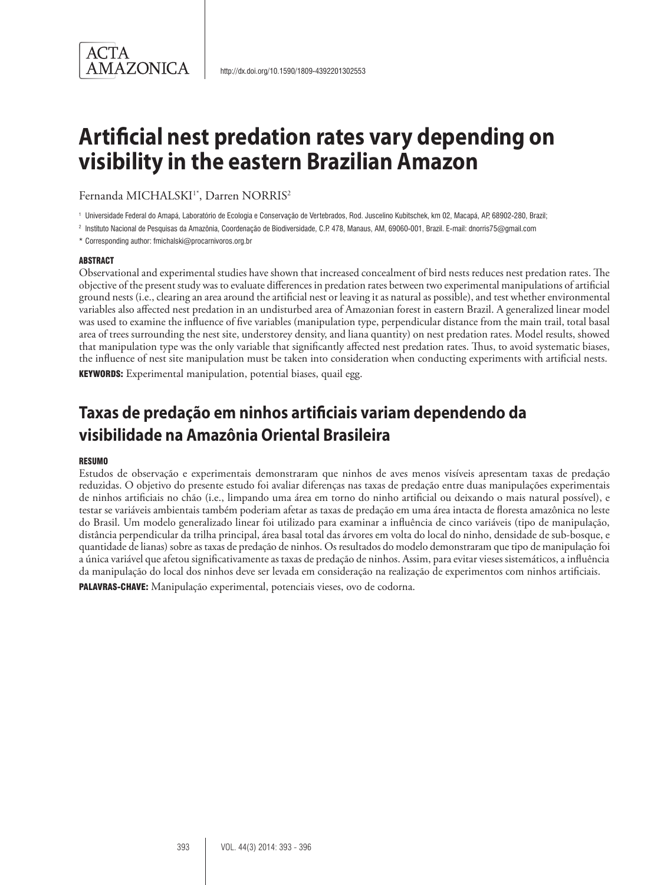http://dx.doi.org/10.1590/1809-4392201302553

# Artificial nest predation rates vary depending on visibility in the eastern Brazilian Amazon

Fernanda MICHALSKI[1*], Darren NORRIS[2]

[1] Universidade Federal do Amapá, Laboratório de Ecologia e Conservação de Vertebrados, Rod. Juscelino Kubitschek, km 02, Macapá, AP, 68902-280, Brazil;

[2] Instituto Nacional de Pesquisas da Amazônia, Coordenação de Biodiversidade, C.P. 478, Manaus, AM, 69060-001, Brazil. E-mail: dnorris75@gmail.com

* Corresponding author: fmichalski@procarnivoros.org.br

#### ABSTRACT

Observational and experimental studies have shown that increased concealment of bird nests reduces nest predation rates. The objective of the present study was to evaluate differences in predation rates between two experimental manipulations of artificial ground nests (i.e., clearing an area around the artificial nest or leaving it as natural as possible), and test whether environmental variables also affected nest predation in an undisturbed area of Amazonian forest in eastern Brazil. A generalized linear model was used to examine the influence of five variables (manipulation type, perpendicular distance from the main trail, total basal area of trees surrounding the nest site, understorey density, and liana quantity) on nest predation rates. Model results, showed that manipulation type was the only variable that significantly affected nest predation rates. Thus, to avoid systematic biases, the influence of nest site manipulation must be taken into consideration when conducting experiments with artificial nests.

**KEYWORDS:** Experimental manipulation, potential biases, quail egg.

## Taxas de predação em ninhos artificiais variam dependendo da visibilidade na Amazônia Oriental Brasileira

#### RESUMO

Estudos de observação e experimentais demonstraram que ninhos de aves menos visíveis apresentam taxas de predação reduzidas. O objetivo do presente estudo foi avaliar diferenças nas taxas de predação entre duas manipulações experimentais de ninhos artificiais no chão (i.e., limpando uma área em torno do ninho artificial ou deixando o mais natural possível), e testar se variáveis ambientais também poderiam afetar as taxas de predação em uma área intacta de floresta amazônica no leste do Brasil. Um modelo generalizado linear foi utilizado para examinar a influência de cinco variáveis (tipo de manipulação, distância perpendicular da trilha principal, área basal total das árvores em volta do local do ninho, densidade de sub-bosque, e quantidade de lianas) sobre as taxas de predação de ninhos. Os resultados do modelo demonstraram que tipo de manipulação foi a única variável que afetou significativamente as taxas de predação de ninhos. Assim, para evitar vieses sistemáticos, a influência da manipulação do local dos ninhos deve ser levada em consideração na realização de experimentos com ninhos artificiais.

**PALAVRAS-CHAVE:** Manipulação experimental, potenciais vieses, ovo de codorna.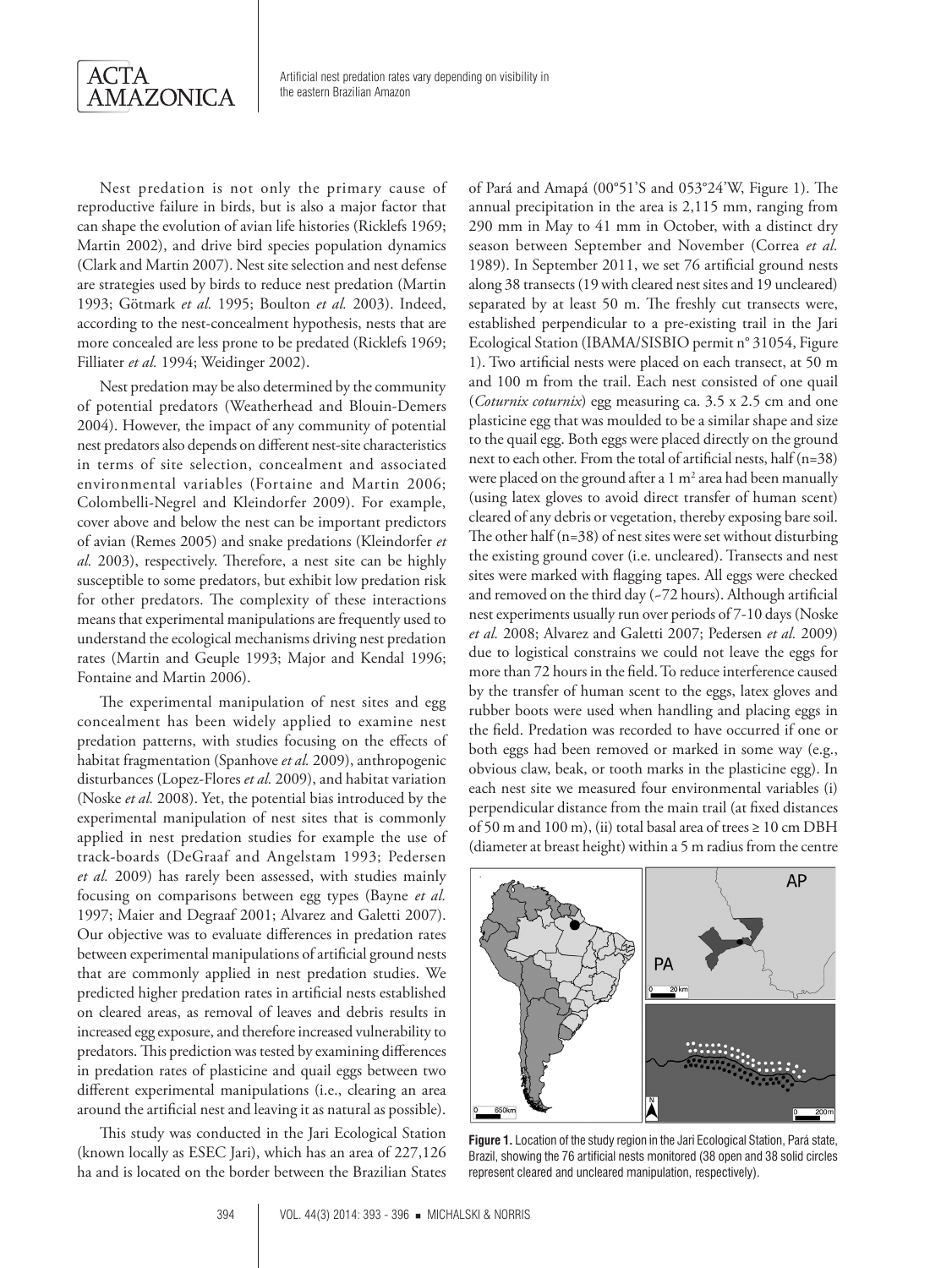Nest predation is not only the primary cause of reproductive failure in birds, but is also a major factor that can shape the evolution of avian life histories (Ricklefs 1969; Martin 2002), and drive bird species population dynamics (Clark and Martin 2007). Nest site selection and nest defense are strategies used by birds to reduce nest predation (Martin 1993; Götmark *et al.* 1995; Boulton *et al.* 2003). Indeed, according to the nest-concealment hypothesis, nests that are more concealed are less prone to be predated (Ricklefs 1969; Filliater *et al.* 1994; Weidinger 2002).

Nest predation may be also determined by the community of potential predators (Weatherhead and Blouin-Demers 2004). However, the impact of any community of potential nest predators also depends on different nest-site characteristics in terms of site selection, concealment and associated environmental variables (Fortaine and Martin 2006; Colombelli-Negrel and Kleindorfer 2009). For example, cover above and below the nest can be important predictors of avian (Remes 2005) and snake predations (Kleindorfer *et al.* 2003), respectively. Therefore, a nest site can be highly susceptible to some predators, but exhibit low predation risk for other predators. The complexity of these interactions means that experimental manipulations are frequently used to understand the ecological mechanisms driving nest predation rates (Martin and Geuple 1993; Major and Kendal 1996; Fontaine and Martin 2006).

The experimental manipulation of nest sites and egg concealment has been widely applied to examine nest predation patterns, with studies focusing on the effects of habitat fragmentation (Spanhove *et al.* 2009), anthropogenic disturbances (Lopez-Flores *et al.* 2009), and habitat variation (Noske *et al.* 2008). Yet, the potential bias introduced by the experimental manipulation of nest sites that is commonly applied in nest predation studies for example the use of track-boards (DeGraaf and Angelstam 1993; Pedersen *et al.* 2009) has rarely been assessed, with studies mainly focusing on comparisons between egg types (Bayne *et al.* 1997; Maier and Degraaf 2001; Alvarez and Galetti 2007). Our objective was to evaluate differences in predation rates between experimental manipulations of artificial ground nests that are commonly applied in nest predation studies. We predicted higher predation rates in artificial nests established on cleared areas, as removal of leaves and debris results in increased egg exposure, and therefore increased vulnerability to predators. This prediction was tested by examining differences in predation rates of plasticine and quail eggs between two different experimental manipulations (i.e., clearing an area around the artificial nest and leaving it as natural as possible).

This study was conducted in the Jari Ecological Station (known locally as ESEC Jari), which has an area of 227,126 ha and is located on the border between the Brazilian States of Pará and Amapá (00°51'S and 053°24'W, Figure 1). The annual precipitation in the area is 2,115 mm, ranging from 290 mm in May to 41 mm in October, with a distinct dry season between September and November (Correa *et al.* 1989). In September 2011, we set 76 artificial ground nests along 38 transects (19 with cleared nest sites and 19 uncleared) separated by at least 50 m. The freshly cut transects were, established perpendicular to a pre-existing trail in the Jari Ecological Station (IBAMA/SISBIO permit nº 31054, Figure 1). Two artificial nests were placed on each transect, at 50 m and 100 m from the trail. Each nest consisted of one quail (*Coturnix coturnix*) egg measuring ca. 3.5 x 2.5 cm and one plasticine egg that was moulded to be a similar shape and size to the quail egg. Both eggs were placed directly on the ground next to each other. From the total of artificial nests, half (n=38) were placed on the ground after a 1 m$^2$ area had been manually (using latex gloves to avoid direct transfer of human scent) cleared of any debris or vegetation, thereby exposing bare soil. The other half (n=38) of nest sites were set without disturbing the existing ground cover (i.e. uncleared). Transects and nest sites were marked with flagging tapes. All eggs were checked and removed on the third day (~72 hours). Although artificial nest experiments usually run over periods of 7-10 days (Noske *et al.* 2008; Alvarez and Galetti 2007; Pedersen *et al.* 2009) due to logistical constrains we could not leave the eggs for more than 72 hours in the field. To reduce interference caused by the transfer of human scent to the eggs, latex gloves and rubber boots were used when handling and placing eggs in the field. Predation was recorded to have occurred if one or both eggs had been removed or marked in some way (e.g., obvious claw, beak, or tooth marks in the plasticine egg). In each nest site we measured four environmental variables (i) perpendicular distance from the main trail (at fixed distances of 50 m and 100 m), (ii) total basal area of trees ≥ 10 cm DBH (diameter at breast height) within a 5 m radius from the centre

**Figure 1.** Location of the study region in the Jari Ecological Station, Pará state, Brazil, showing the 76 artificial nests monitored (38 open and 38 solid circles represent cleared and uncleared manipulation, respectively).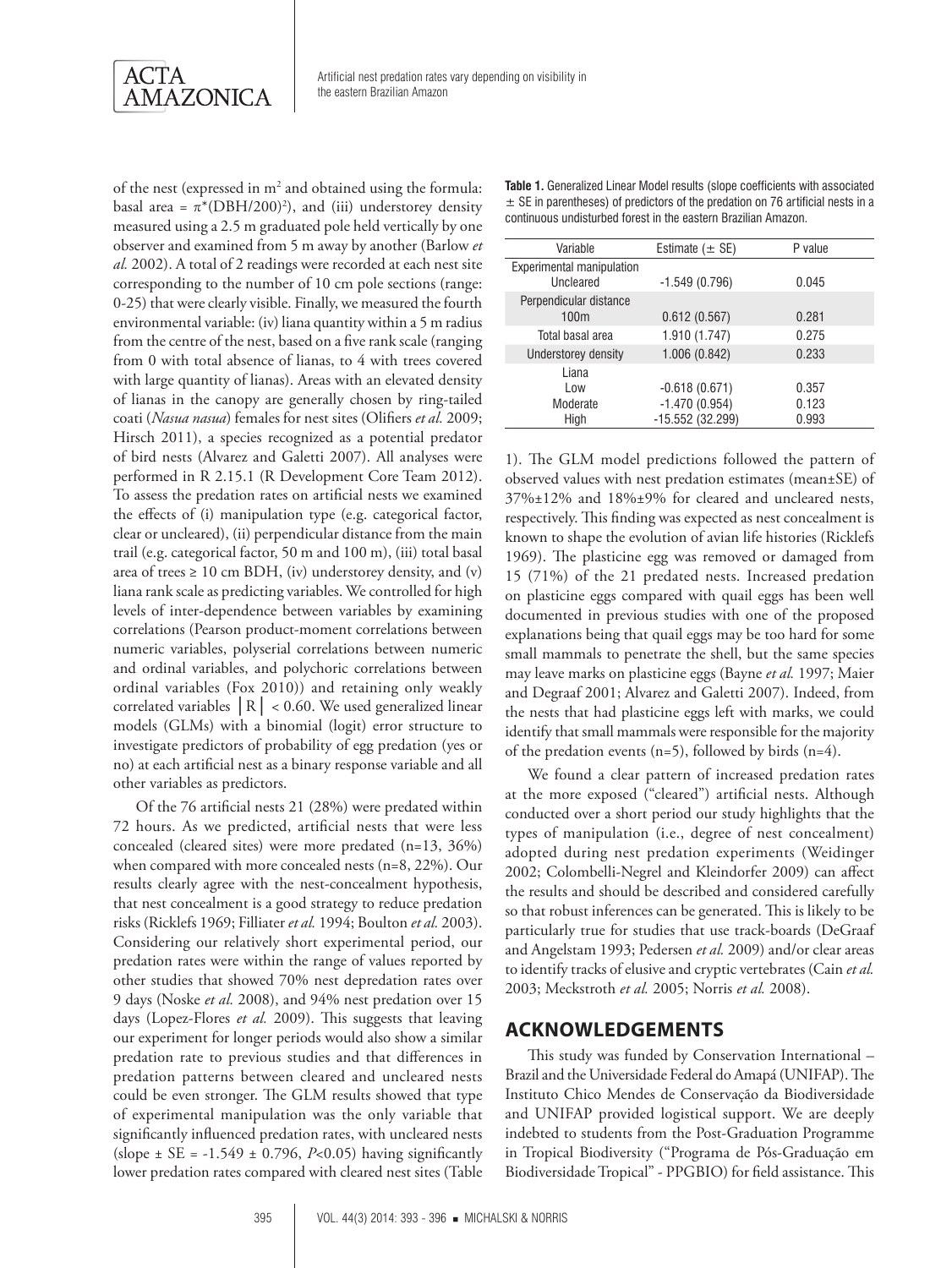of the nest (expressed in $m^2$ and obtained using the formula: basal area = $\pi^*(DBH/200)^2$), and (iii) understorey density measured using a 2.5 m graduated pole held vertically by one observer and examined from 5 m away by another (Barlow *et al.* 2002). A total of 2 readings were recorded at each nest site corresponding to the number of 10 cm pole sections (range: 0-25) that were clearly visible. Finally, we measured the fourth environmental variable: (iv) liana quantity within a 5 m radius from the centre of the nest, based on a five rank scale (ranging from 0 with total absence of lianas, to 4 with trees covered with large quantity of lianas). Areas with an elevated density of lianas in the canopy are generally chosen by ring-tailed coati (*Nasua nasua*) females for nest sites (Olifiers *et al.* 2009; Hirsch 2011), a species recognized as a potential predator of bird nests (Alvarez and Galetti 2007). All analyses were performed in R 2.15.1 (R Development Core Team 2012). To assess the predation rates on artificial nests we examined the effects of (i) manipulation type (e.g. categorical factor, clear or uncleared), (ii) perpendicular distance from the main trail (e.g. categorical factor, 50 m and 100 m), (iii) total basal area of trees ≥ 10 cm BDH, (iv) understorey density, and (v) liana rank scale as predicting variables. We controlled for high levels of inter-dependence between variables by examining correlations (Pearson product-moment correlations between numeric variables, polyserial correlations between numeric and ordinal variables, and polychoric correlations between ordinal variables (Fox 2010)) and retaining only weakly correlated variables $|R| < 0.60$. We used generalized linear models (GLMs) with a binomial (logit) error structure to investigate predictors of probability of egg predation (yes or no) at each artificial nest as a binary response variable and all other variables as predictors.

Of the 76 artificial nests 21 (28%) were predated within 72 hours. As we predicted, artificial nests that were less concealed (cleared sites) were more predated (n=13, 36%) when compared with more concealed nests (n=8, 22%). Our results clearly agree with the nest-concealment hypothesis, that nest concealment is a good strategy to reduce predation risks (Ricklefs 1969; Filliater *et al.* 1994; Boulton *et al.* 2003). Considering our relatively short experimental period, our predation rates were within the range of values reported by other studies that showed 70% nest depredation rates over 9 days (Noske *et al.* 2008), and 94% nest predation over 15 days (Lopez-Flores *et al.* 2009). This suggests that leaving our experiment for longer periods would also show a similar predation rate to previous studies and that differences in predation patterns between cleared and uncleared nests could be even stronger. The GLM results showed that type of experimental manipulation was the only variable that significantly influenced predation rates, with uncleared nests (slope ± SE = -1.549 ± 0.796, $P<0.05$) having significantly lower predation rates compared with cleared nest sites (Table 1). The GLM model predictions followed the pattern of observed values with nest predation estimates (mean±SE) of 37%±12% and 18%±9% for cleared and uncleared nests, respectively. This finding was expected as nest concealment is known to shape the evolution of avian life histories (Ricklefs 1969). The plasticine egg was removed or damaged from 15 (71%) of the 21 predated nests. Increased predation on plasticine eggs compared with quail eggs has been well documented in previous studies with one of the proposed explanations being that quail eggs may be too hard for some small mammals to penetrate the shell, but the same species may leave marks on plasticine eggs (Bayne *et al.* 1997; Maier and Degraaf 2001; Alvarez and Galetti 2007). Indeed, from the nests that had plasticine eggs left with marks, we could identify that small mammals were responsible for the majority of the predation events (n=5), followed by birds (n=4).

**Table 1.** Generalized Linear Model results (slope coefficients with associated ± SE in parentheses) of predictors of the predation on 76 artificial nests in a continuous undisturbed forest in the eastern Brazilian Amazon.

| Variable | Estimate (± SE) | P value |
|---|---|---|
| Experimental manipulation | | |
| Uncleared | -1.549 (0.796) | 0.045 |
| Perpendicular distance | | |
| 100m | 0.612 (0.567) | 0.281 |
| Total basal area | 1.910 (1.747) | 0.275 |
| Understorey density | 1.006 (0.842) | 0.233 |
| Liana | | |
| Low | -0.618 (0.671) | 0.357 |
| Moderate | -1.470 (0.954) | 0.123 |
| High | -15.552 (32.299) | 0.993 |

We found a clear pattern of increased predation rates at the more exposed ("cleared") artificial nests. Although conducted over a short period our study highlights that the types of manipulation (i.e., degree of nest concealment) adopted during nest predation experiments (Weidinger 2002; Colombelli-Negrel and Kleindorfer 2009) can affect the results and should be described and considered carefully so that robust inferences can be generated. This is likely to be particularly true for studies that use track-boards (DeGraaf and Angelstam 1993; Pedersen *et al.* 2009) and/or clear areas to identify tracks of elusive and cryptic vertebrates (Cain *et al.* 2003; Meckstroth *et al.* 2005; Norris *et al.* 2008).

## ACKNOWLEDGEMENTS

This study was funded by Conservation International – Brazil and the Universidade Federal do Amapá (UNIFAP). The Instituto Chico Mendes de Conservação da Biodiversidade and UNIFAP provided logistical support. We are deeply indebted to students from the Post-Graduation Programme in Tropical Biodiversity ("Programa de Pós-Graduação em Biodiversidade Tropical" - PPGBIO) for field assistance. This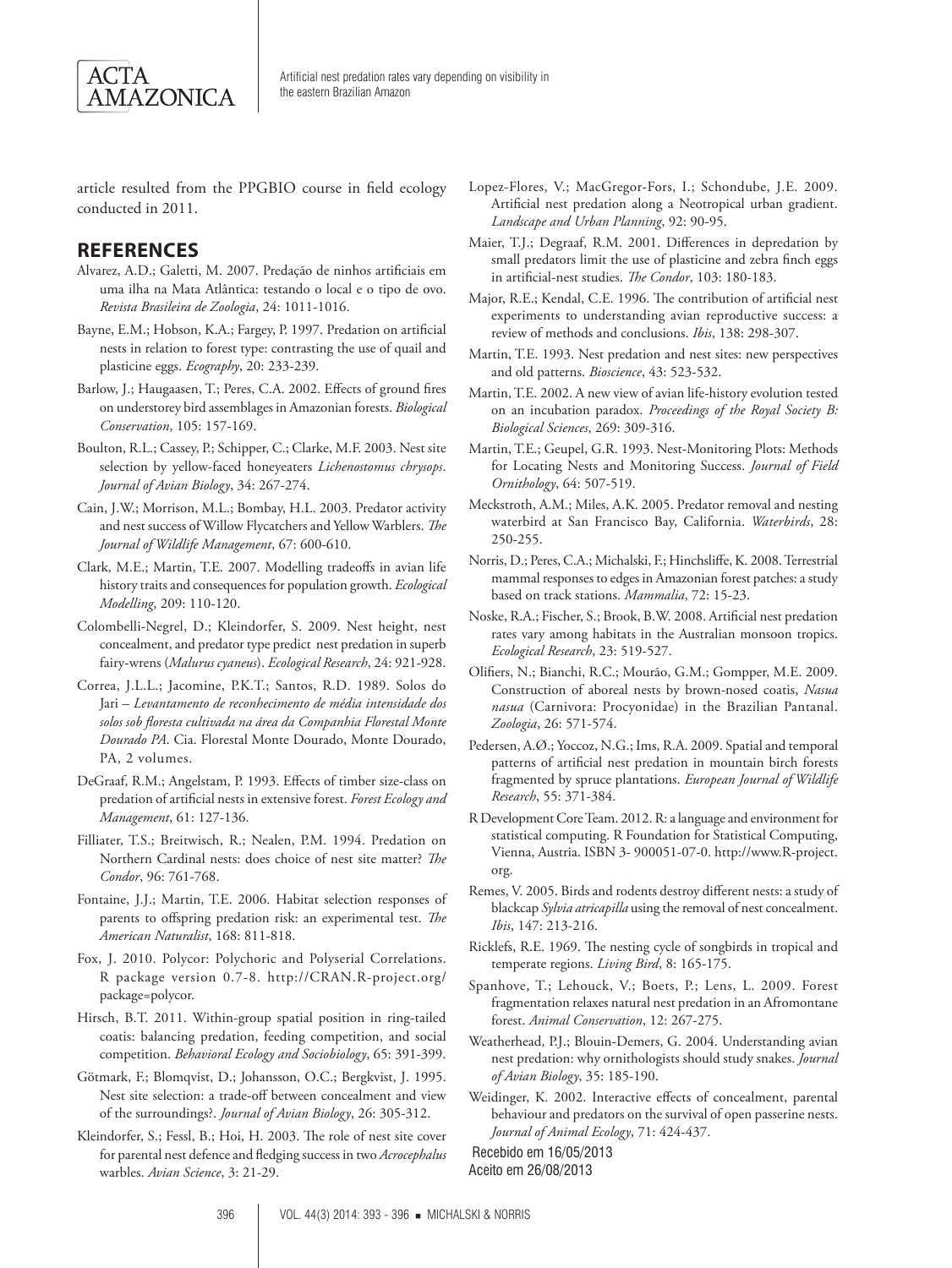article resulted from the PPGBIO course in field ecology conducted in 2011.

## REFERENCES

Alvarez, A.D.; Galetti, M. 2007. Predação de ninhos artificiais em uma ilha na Mata Atlântica: testando o local e o tipo de ovo. *Revista Brasileira de Zoologia*, 24: 1011-1016.

Bayne, E.M.; Hobson, K.A.; Fargey, P. 1997. Predation on artificial nests in relation to forest type: contrasting the use of quail and plasticine eggs. *Ecography*, 20: 233-239.

Barlow, J.; Haugaasen, T.; Peres, C.A. 2002. Effects of ground fires on understorey bird assemblages in Amazonian forests. *Biological Conservation*, 105: 157-169.

Boulton, R.L.; Cassey, P.; Schipper, C.; Clarke, M.F. 2003. Nest site selection by yellow-faced honeyeaters *Lichenostomus chrysops*. *Journal of Avian Biology*, 34: 267-274.

Cain, J.W.; Morrison, M.L.; Bombay, H.L. 2003. Predator activity and nest success of Willow Flycatchers and Yellow Warblers. *The Journal of Wildlife Management*, 67: 600-610.

Clark, M.E.; Martin, T.E. 2007. Modelling tradeoffs in avian life history traits and consequences for population growth. *Ecological Modelling*, 209: 110-120.

Colombelli-Negrel, D.; Kleindorfer, S. 2009. Nest height, nest concealment, and predator type predict nest predation in superb fairy-wrens (*Malurus cyaneus*). *Ecological Research*, 24: 921-928.

Correa, J.L.L.; Jacomine, P.K.T.; Santos, R.D. 1989. Solos do Jari – *Levantamento de reconhecimento de média intensidade dos solos sob floresta cultivada na área da Companhia Florestal Monte Dourado PA*. Cia. Florestal Monte Dourado, Monte Dourado, PA, 2 volumes.

DeGraaf, R.M.; Angelstam, P. 1993. Effects of timber size-class on predation of artificial nests in extensive forest. *Forest Ecology and Management*, 61: 127-136.

Filliater, T.S.; Breitwisch, R.; Nealen, P.M. 1994. Predation on Northern Cardinal nests: does choice of nest site matter? *The Condor*, 96: 761-768.

Fontaine, J.J.; Martin, T.E. 2006. Habitat selection responses of parents to offspring predation risk: an experimental test. *The American Naturalist*, 168: 811-818.

Fox, J. 2010. Polycor: Polychoric and Polyserial Correlations. R package version 0.7-8. http://CRAN.R-project.org/package=polycor.

Hirsch, B.T. 2011. Within-group spatial position in ring-tailed coatis: balancing predation, feeding competition, and social competition. *Behavioral Ecology and Sociobiology*, 65: 391-399.

Götmark, F.; Blomqvist, D.; Johansson, O.C.; Bergkvist, J. 1995. Nest site selection: a trade-off between concealment and view of the surroundings?. *Journal of Avian Biology*, 26: 305-312.

Kleindorfer, S.; Fessl, B.; Hoi, H. 2003. The role of nest site cover for parental nest defence and fledging success in two *Acrocephalus* warbles. *Avian Science*, 3: 21-29.

Lopez-Flores, V.; MacGregor-Fors, I.; Schondube, J.E. 2009. Artificial nest predation along a Neotropical urban gradient. *Landscape and Urban Planning*, 92: 90-95.

Maier, T.J.; Degraaf, R.M. 2001. Differences in depredation by small predators limit the use of plasticine and zebra finch eggs in artificial-nest studies. *The Condor*, 103: 180-183.

Major, R.E.; Kendal, C.E. 1996. The contribution of artificial nest experiments to understanding avian reproductive success: a review of methods and conclusions. *Ibis*, 138: 298-307.

Martin, T.E. 1993. Nest predation and nest sites: new perspectives and old patterns. *Bioscience*, 43: 523-532.

Martin, T.E. 2002. A new view of avian life-history evolution tested on an incubation paradox. *Proceedings of the Royal Society B: Biological Sciences*, 269: 309-316.

Martin, T.E.; Geupel, G.R. 1993. Nest-Monitoring Plots: Methods for Locating Nests and Monitoring Success. *Journal of Field Ornithology*, 64: 507-519.

Meckstroth, A.M.; Miles, A.K. 2005. Predator removal and nesting waterbird at San Francisco Bay, California. *Waterbirds*, 28: 250-255.

Norris, D.; Peres, C.A.; Michalski, F.; Hinchsliffe, K. 2008. Terrestrial mammal responses to edges in Amazonian forest patches: a study based on track stations. *Mammalia*, 72: 15-23.

Noske, R.A.; Fischer, S.; Brook, B.W. 2008. Artificial nest predation rates vary among habitats in the Australian monsoon tropics. *Ecological Research*, 23: 519-527.

Olifiers, N.; Bianchi, R.C.; Mourão, G.M.; Gompper, M.E. 2009. Construction of aboreal nests by brown-nosed coatis, *Nasua nasua* (Carnivora: Procyonidae) in the Brazilian Pantanal. *Zoologia*, 26: 571-574.

Pedersen, A.Ø.; Yoccoz, N.G.; Ims, R.A. 2009. Spatial and temporal patterns of artificial nest predation in mountain birch forests fragmented by spruce plantations. *European Journal of Wildlife Research*, 55: 371-384.

R Development Core Team. 2012. R: a language and environment for statistical computing. R Foundation for Statistical Computing, Vienna, Austria. ISBN 3- 900051-07-0. http://www.R-project.org.

Remes, V. 2005. Birds and rodents destroy different nests: a study of blackcap *Sylvia atricapilla* using the removal of nest concealment. *Ibis*, 147: 213-216.

Ricklefs, R.E. 1969. The nesting cycle of songbirds in tropical and temperate regions. *Living Bird*, 8: 165-175.

Spanhove, T.; Lehouck, V.; Boets, P.; Lens, L. 2009. Forest fragmentation relaxes natural nest predation in an Afromontane forest. *Animal Conservation*, 12: 267-275.

Weatherhead, P.J.; Blouin-Demers, G. 2004. Understanding avian nest predation: why ornithologists should study snakes. *Journal of Avian Biology*, 35: 185-190.

Weidinger, K. 2002. Interactive effects of concealment, parental behaviour and predators on the survival of open passerine nests. *Journal of Animal Ecology*, 71: 424-437.

Recebido em 16/05/2013
Aceito em 26/08/2013